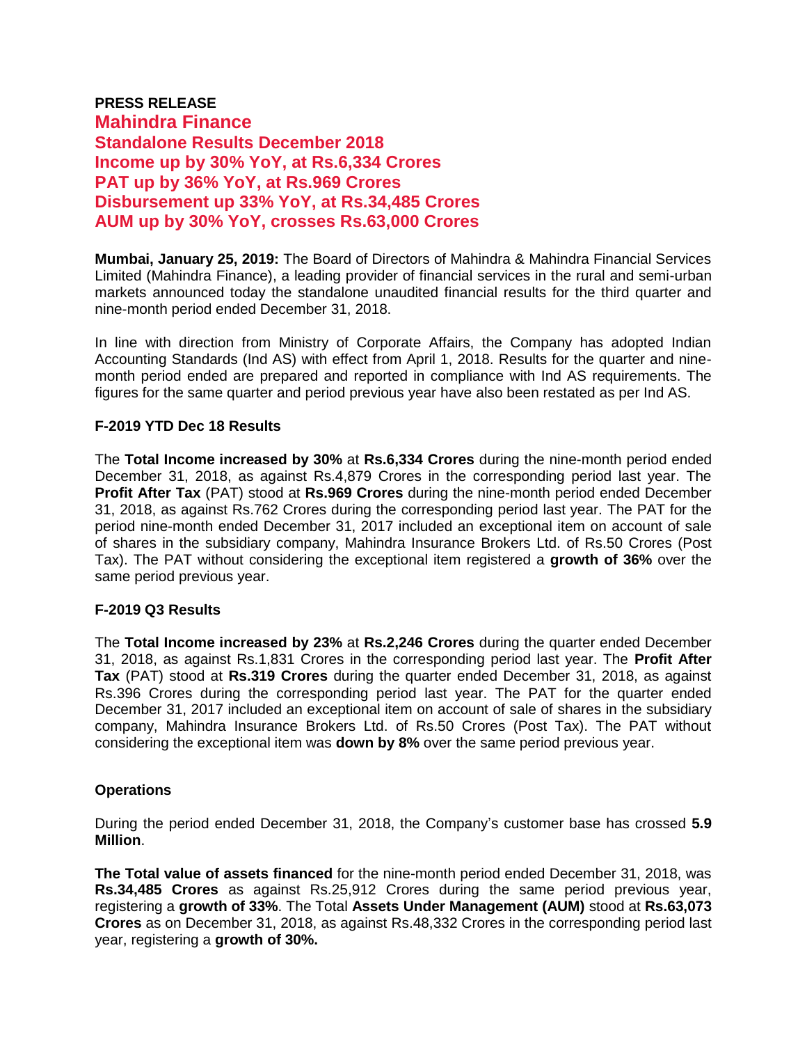**PRESS RELEASE**

# Mahindra Finance
## Standalone Results December 2018
## Income up by 30% YoY, at Rs.6,334 Crores
## PAT up by 36% YoY, at Rs.969 Crores
## Disbursement up 33% YoY, at Rs.34,485 Crores
## AUM up by 30% YoY, crosses Rs.63,000 Crores

**Mumbai, January 25, 2019:** The Board of Directors of Mahindra & Mahindra Financial Services Limited (Mahindra Finance), a leading provider of financial services in the rural and semi-urban markets announced today the standalone unaudited financial results for the third quarter and nine-month period ended December 31, 2018.

In line with direction from Ministry of Corporate Affairs, the Company has adopted Indian Accounting Standards (Ind AS) with effect from April 1, 2018. Results for the quarter and nine-month period ended are prepared and reported in compliance with Ind AS requirements. The figures for the same quarter and period previous year have also been restated as per Ind AS.

### F-2019 YTD Dec 18 Results

The **Total Income increased by 30%** at **Rs.6,334 Crores** during the nine-month period ended December 31, 2018, as against Rs.4,879 Crores in the corresponding period last year. The **Profit After Tax** (PAT) stood at **Rs.969 Crores** during the nine-month period ended December 31, 2018, as against Rs.762 Crores during the corresponding period last year. The PAT for the period nine-month ended December 31, 2017 included an exceptional item on account of sale of shares in the subsidiary company, Mahindra Insurance Brokers Ltd. of Rs.50 Crores (Post Tax). The PAT without considering the exceptional item registered a **growth of 36%** over the same period previous year.

### F-2019 Q3 Results

The **Total Income increased by 23%** at **Rs.2,246 Crores** during the quarter ended December 31, 2018, as against Rs.1,831 Crores in the corresponding period last year. The **Profit After Tax** (PAT) stood at **Rs.319 Crores** during the quarter ended December 31, 2018, as against Rs.396 Crores during the corresponding period last year. The PAT for the quarter ended December 31, 2017 included an exceptional item on account of sale of shares in the subsidiary company, Mahindra Insurance Brokers Ltd. of Rs.50 Crores (Post Tax). The PAT without considering the exceptional item was **down by 8%** over the same period previous year.

### Operations

During the period ended December 31, 2018, the Company's customer base has crossed **5.9 Million**.

**The Total value of assets financed** for the nine-month period ended December 31, 2018, was **Rs.34,485 Crores** as against Rs.25,912 Crores during the same period previous year, registering a **growth of 33%**. The Total **Assets Under Management (AUM)** stood at **Rs.63,073 Crores** as on December 31, 2018, as against Rs.48,332 Crores in the corresponding period last year, registering a **growth of 30%.**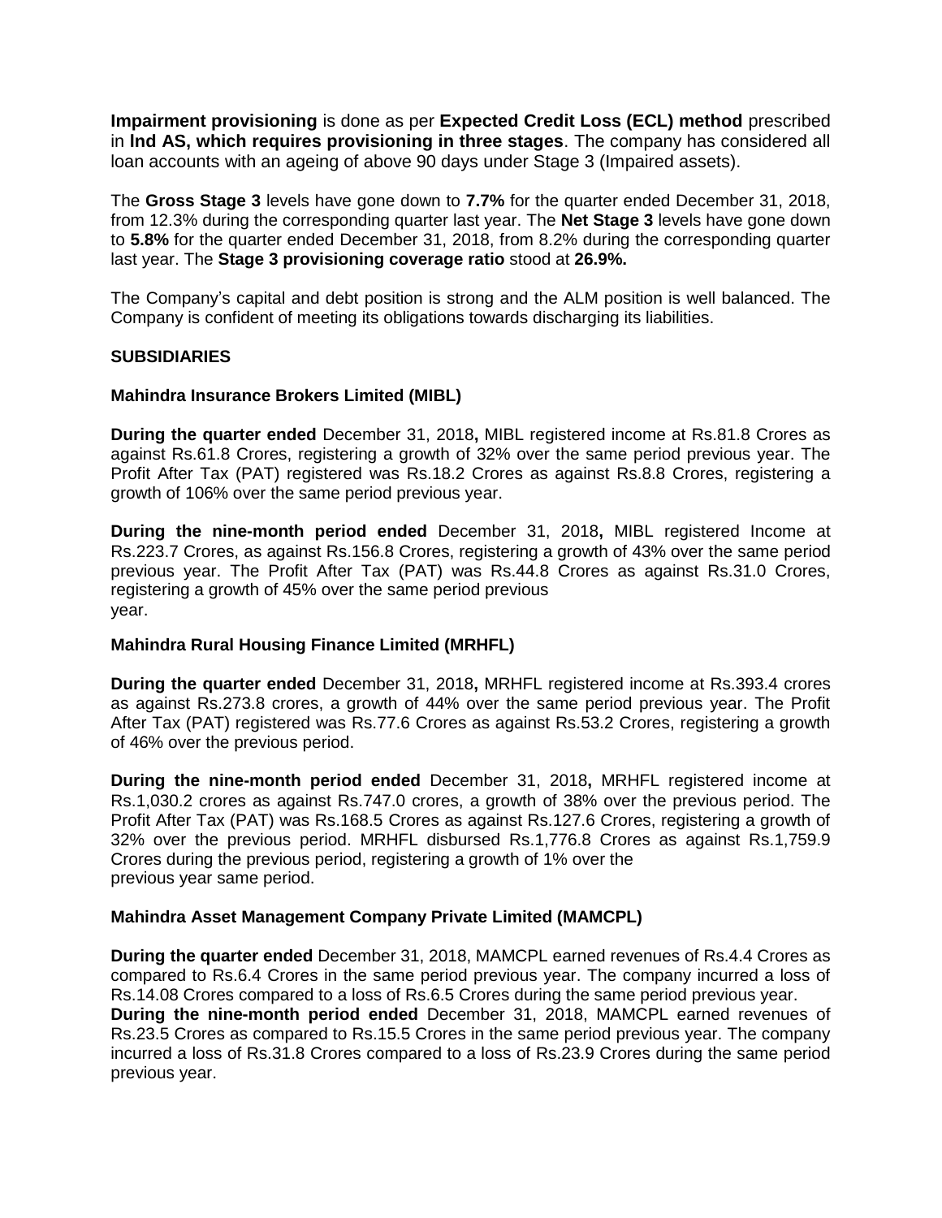**Impairment provisioning** is done as per **Expected Credit Loss (ECL) method** prescribed in **Ind AS, which requires provisioning in three stages**. The company has considered all loan accounts with an ageing of above 90 days under Stage 3 (Impaired assets).

The **Gross Stage 3** levels have gone down to **7.7%** for the quarter ended December 31, 2018, from 12.3% during the corresponding quarter last year. The **Net Stage 3** levels have gone down to **5.8%** for the quarter ended December 31, 2018, from 8.2% during the corresponding quarter last year. The **Stage 3 provisioning coverage ratio** stood at **26.9%.**

The Company's capital and debt position is strong and the ALM position is well balanced. The Company is confident of meeting its obligations towards discharging its liabilities.

**SUBSIDIARIES**

**Mahindra Insurance Brokers Limited (MIBL)**

**During the quarter ended** December 31, 2018**,** MIBL registered income at Rs.81.8 Crores as against Rs.61.8 Crores, registering a growth of 32% over the same period previous year. The Profit After Tax (PAT) registered was Rs.18.2 Crores as against Rs.8.8 Crores, registering a growth of 106% over the same period previous year.

**During the nine-month period ended** December 31, 2018**,** MIBL registered Income at Rs.223.7 Crores, as against Rs.156.8 Crores, registering a growth of 43% over the same period previous year. The Profit After Tax (PAT) was Rs.44.8 Crores as against Rs.31.0 Crores, registering a growth of 45% over the same period previous year.

**Mahindra Rural Housing Finance Limited (MRHFL)**

**During the quarter ended** December 31, 2018**,** MRHFL registered income at Rs.393.4 crores as against Rs.273.8 crores, a growth of 44% over the same period previous year. The Profit After Tax (PAT) registered was Rs.77.6 Crores as against Rs.53.2 Crores, registering a growth of 46% over the previous period.

**During the nine-month period ended** December 31, 2018**,** MRHFL registered income at Rs.1,030.2 crores as against Rs.747.0 crores, a growth of 38% over the previous period. The Profit After Tax (PAT) was Rs.168.5 Crores as against Rs.127.6 Crores, registering a growth of 32% over the previous period. MRHFL disbursed Rs.1,776.8 Crores as against Rs.1,759.9 Crores during the previous period, registering a growth of 1% over the previous year same period.

**Mahindra Asset Management Company Private Limited (MAMCPL)**

**During the quarter ended** December 31, 2018, MAMCPL earned revenues of Rs.4.4 Crores as compared to Rs.6.4 Crores in the same period previous year. The company incurred a loss of Rs.14.08 Crores compared to a loss of Rs.6.5 Crores during the same period previous year.

**During the nine-month period ended** December 31, 2018, MAMCPL earned revenues of Rs.23.5 Crores as compared to Rs.15.5 Crores in the same period previous year. The company incurred a loss of Rs.31.8 Crores compared to a loss of Rs.23.9 Crores during the same period previous year.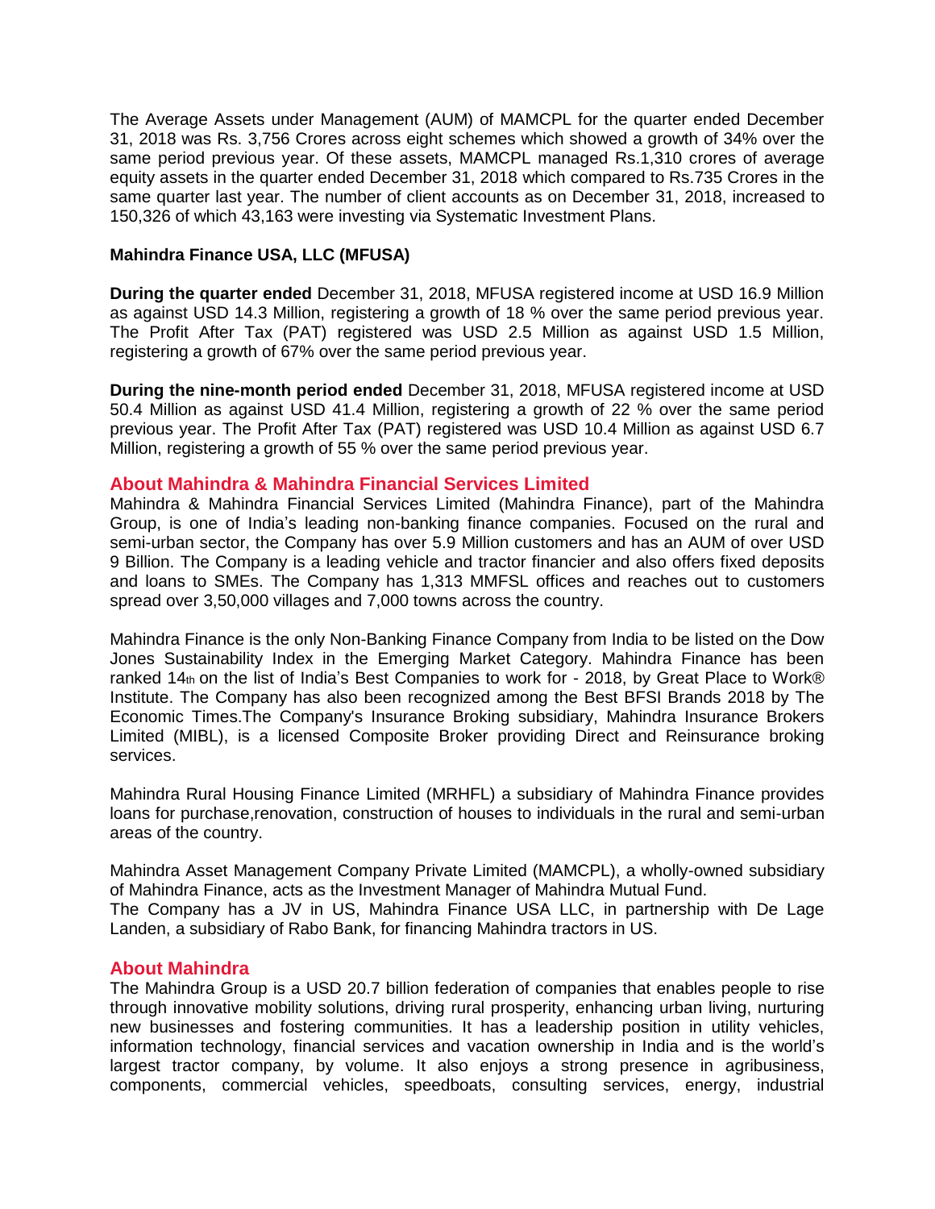The Average Assets under Management (AUM) of MAMCPL for the quarter ended December 31, 2018 was Rs. 3,756 Crores across eight schemes which showed a growth of 34% over the same period previous year. Of these assets, MAMCPL managed Rs.1,310 crores of average equity assets in the quarter ended December 31, 2018 which compared to Rs.735 Crores in the same quarter last year. The number of client accounts as on December 31, 2018, increased to 150,326 of which 43,163 were investing via Systematic Investment Plans.

**Mahindra Finance USA, LLC (MFUSA)**

**During the quarter ended** December 31, 2018, MFUSA registered income at USD 16.9 Million as against USD 14.3 Million, registering a growth of 18 % over the same period previous year. The Profit After Tax (PAT) registered was USD 2.5 Million as against USD 1.5 Million, registering a growth of 67% over the same period previous year.

**During the nine-month period ended** December 31, 2018, MFUSA registered income at USD 50.4 Million as against USD 41.4 Million, registering a growth of 22 % over the same period previous year. The Profit After Tax (PAT) registered was USD 10.4 Million as against USD 6.7 Million, registering a growth of 55 % over the same period previous year.

## About Mahindra & Mahindra Financial Services Limited

Mahindra & Mahindra Financial Services Limited (Mahindra Finance), part of the Mahindra Group, is one of India's leading non-banking finance companies. Focused on the rural and semi-urban sector, the Company has over 5.9 Million customers and has an AUM of over USD 9 Billion. The Company is a leading vehicle and tractor financier and also offers fixed deposits and loans to SMEs. The Company has 1,313 MMFSL offices and reaches out to customers spread over 3,50,000 villages and 7,000 towns across the country.

Mahindra Finance is the only Non-Banking Finance Company from India to be listed on the Dow Jones Sustainability Index in the Emerging Market Category. Mahindra Finance has been ranked 14th on the list of India's Best Companies to work for - 2018, by Great Place to Work® Institute. The Company has also been recognized among the Best BFSI Brands 2018 by The Economic Times.The Company's Insurance Broking subsidiary, Mahindra Insurance Brokers Limited (MIBL), is a licensed Composite Broker providing Direct and Reinsurance broking services.

Mahindra Rural Housing Finance Limited (MRHFL) a subsidiary of Mahindra Finance provides loans for purchase,renovation, construction of houses to individuals in the rural and semi-urban areas of the country.

Mahindra Asset Management Company Private Limited (MAMCPL), a wholly-owned subsidiary of Mahindra Finance, acts as the Investment Manager of Mahindra Mutual Fund.
The Company has a JV in US, Mahindra Finance USA LLC, in partnership with De Lage Landen, a subsidiary of Rabo Bank, for financing Mahindra tractors in US.

## About Mahindra

The Mahindra Group is a USD 20.7 billion federation of companies that enables people to rise through innovative mobility solutions, driving rural prosperity, enhancing urban living, nurturing new businesses and fostering communities. It has a leadership position in utility vehicles, information technology, financial services and vacation ownership in India and is the world's largest tractor company, by volume. It also enjoys a strong presence in agribusiness, components, commercial vehicles, speedboats, consulting services, energy, industrial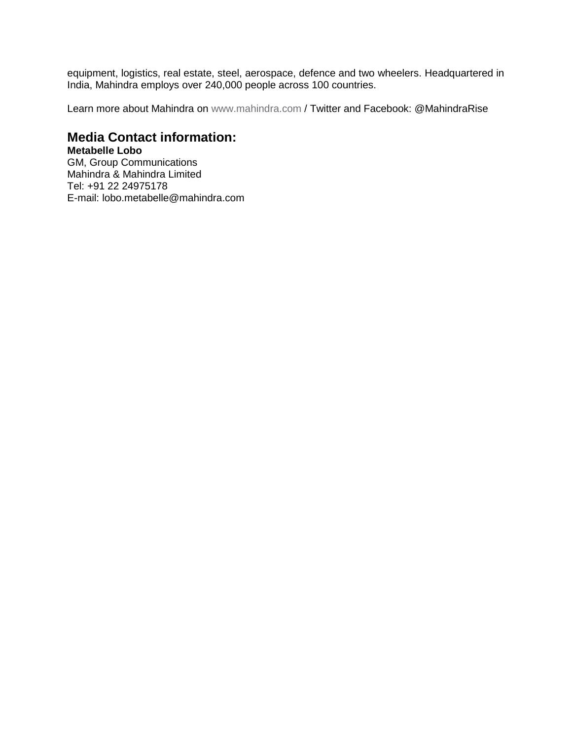equipment, logistics, real estate, steel, aerospace, defence and two wheelers. Headquartered in India, Mahindra employs over 240,000 people across 100 countries.

Learn more about Mahindra on www.mahindra.com / Twitter and Facebook: @MahindraRise

## Media Contact information:

**Metabelle Lobo**
GM, Group Communications
Mahindra & Mahindra Limited
Tel: +91 22 24975178
E-mail: lobo.metabelle@mahindra.com